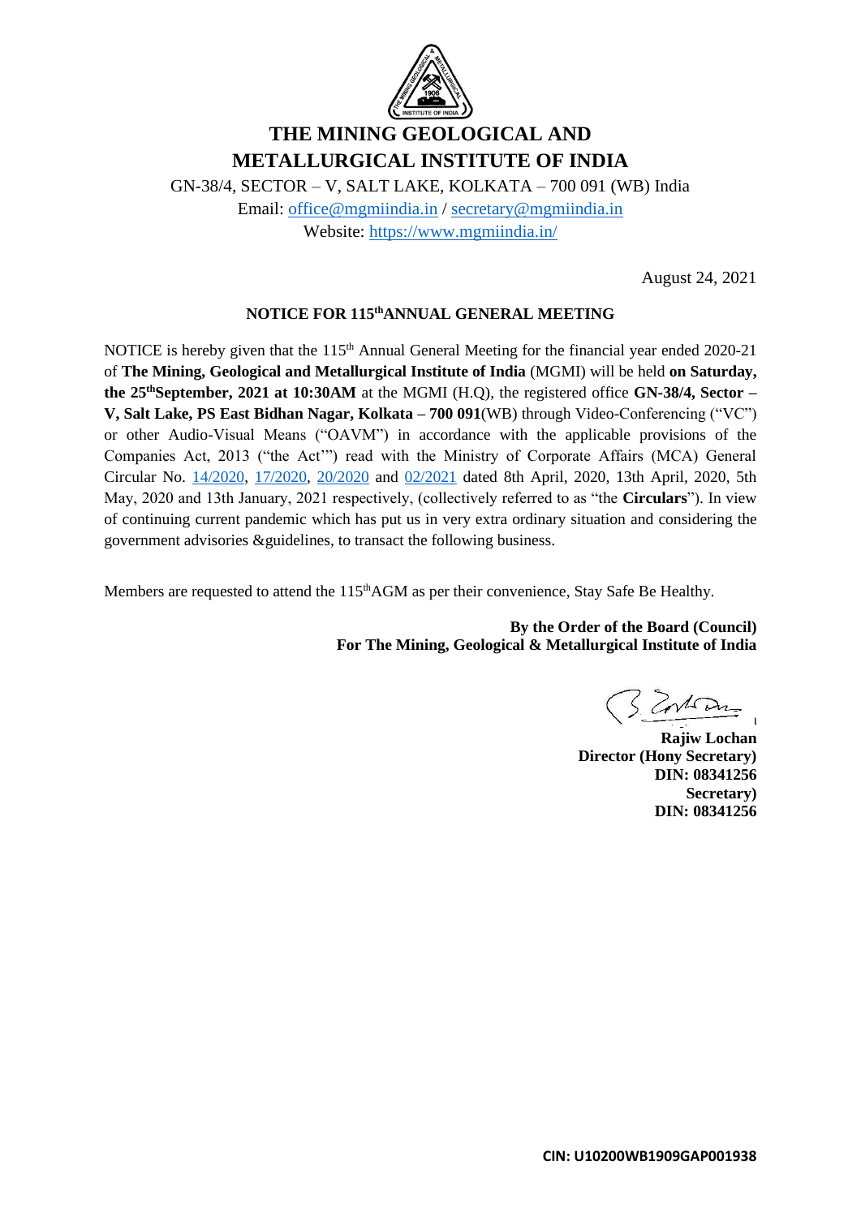# THE MINING GEOLOGICAL AND METALLURGICAL INSTITUTE OF INDIA

GN-38/4, SECTOR – V, SALT LAKE, KOLKATA – 700 091 (WB) India

Email: office@mgmiindia.in / secretary@mgmiindia.in

Website: https://www.mgmiindia.in/

August 24, 2021

## NOTICE FOR 115th ANNUAL GENERAL MEETING

NOTICE is hereby given that the 115th Annual General Meeting for the financial year ended 2020-21 of **The Mining, Geological and Metallurgical Institute of India** (MGMI) will be held **on Saturday, the 25th September, 2021 at 10:30AM** at the MGMI (H.Q), the registered office **GN-38/4, Sector – V, Salt Lake, PS East Bidhan Nagar, Kolkata – 700 091**(WB) through Video-Conferencing ("VC") or other Audio-Visual Means ("OAVM") in accordance with the applicable provisions of the Companies Act, 2013 ("the Act'") read with the Ministry of Corporate Affairs (MCA) General Circular No. 14/2020, 17/2020, 20/2020 and 02/2021 dated 8th April, 2020, 13th April, 2020, 5th May, 2020 and 13th January, 2021 respectively, (collectively referred to as "the **Circulars**"). In view of continuing current pandemic which has put us in very extra ordinary situation and considering the government advisories &guidelines, to transact the following business.

Members are requested to attend the 115th AGM as per their convenience, Stay Safe Be Healthy.

**By the Order of the Board (Council)**
**For The Mining, Geological & Metallurgical Institute of India**

**Rajiw Lochan**
**Director (Hony Secretary)**
**DIN: 08341256**
**Secretary)**
**DIN: 08341256**

CIN: U10200WB1909GAP001938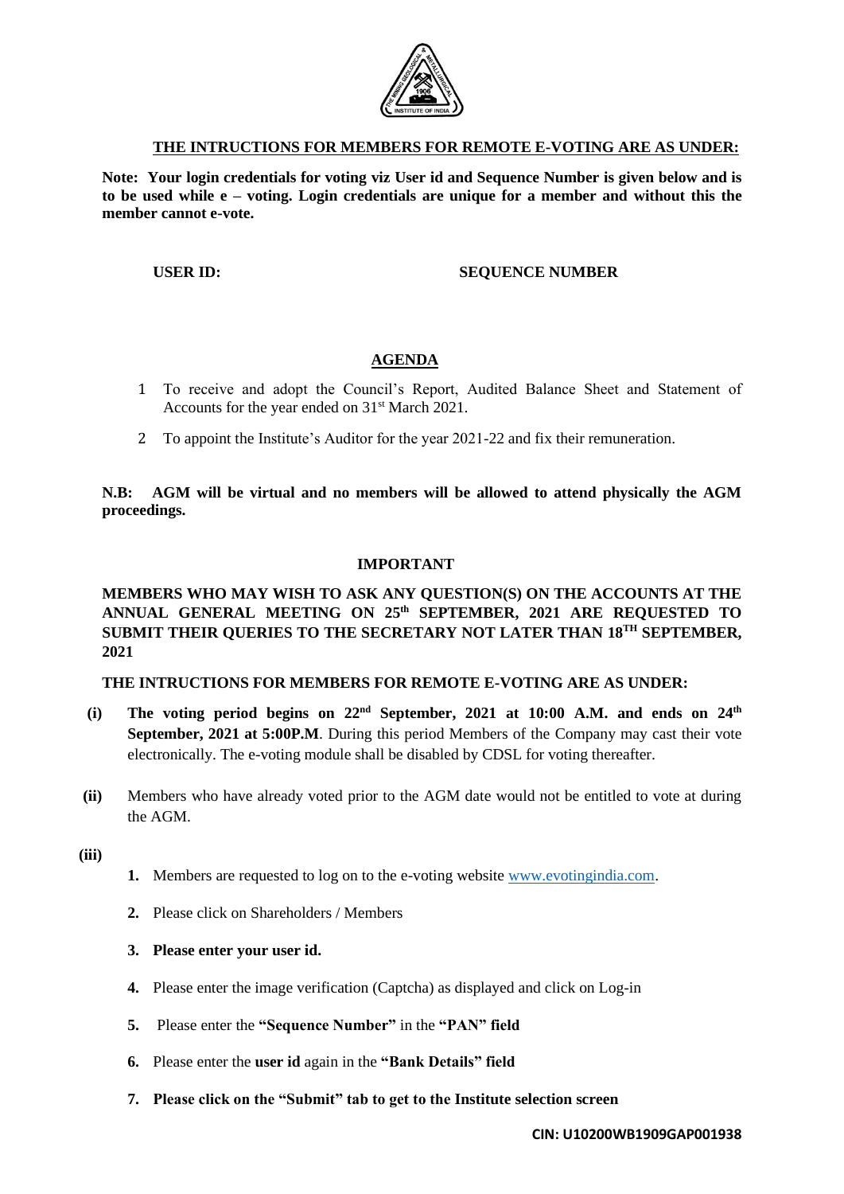## THE INTRUCTIONS FOR MEMBERS FOR REMOTE E-VOTING ARE AS UNDER:

**Note: Your login credentials for voting viz User id and Sequence Number is given below and is to be used while e – voting. Login credentials are unique for a member and without this the member cannot e-vote.**

**USER ID:** **SEQUENCE NUMBER**

## AGENDA

1. To receive and adopt the Council's Report, Audited Balance Sheet and Statement of Accounts for the year ended on 31st March 2021.
2. To appoint the Institute's Auditor for the year 2021-22 and fix their remuneration.

**N.B: AGM will be virtual and no members will be allowed to attend physically the AGM proceedings.**

### IMPORTANT

**MEMBERS WHO MAY WISH TO ASK ANY QUESTION(S) ON THE ACCOUNTS AT THE ANNUAL GENERAL MEETING ON 25th SEPTEMBER, 2021 ARE REQUESTED TO SUBMIT THEIR QUERIES TO THE SECRETARY NOT LATER THAN 18TH SEPTEMBER, 2021**

**THE INTRUCTIONS FOR MEMBERS FOR REMOTE E-VOTING ARE AS UNDER:**

**(i)** **The voting period begins on 22nd September, 2021 at 10:00 A.M. and ends on 24th September, 2021 at 5:00P.M**. During this period Members of the Company may cast their vote electronically. The e-voting module shall be disabled by CDSL for voting thereafter.

**(ii)** Members who have already voted prior to the AGM date would not be entitled to vote at during the AGM.

**(iii)**

1. Members are requested to log on to the e-voting website www.evotingindia.com.
2. Please click on Shareholders / Members
3. **Please enter your user id.**
4. Please enter the image verification (Captcha) as displayed and click on Log-in
5. Please enter the **"Sequence Number"** in the **"PAN" field**
6. Please enter the **user id** again in the **"Bank Details" field**
7. **Please click on the "Submit" tab to get to the Institute selection screen**

**CIN: U10200WB1909GAP001938**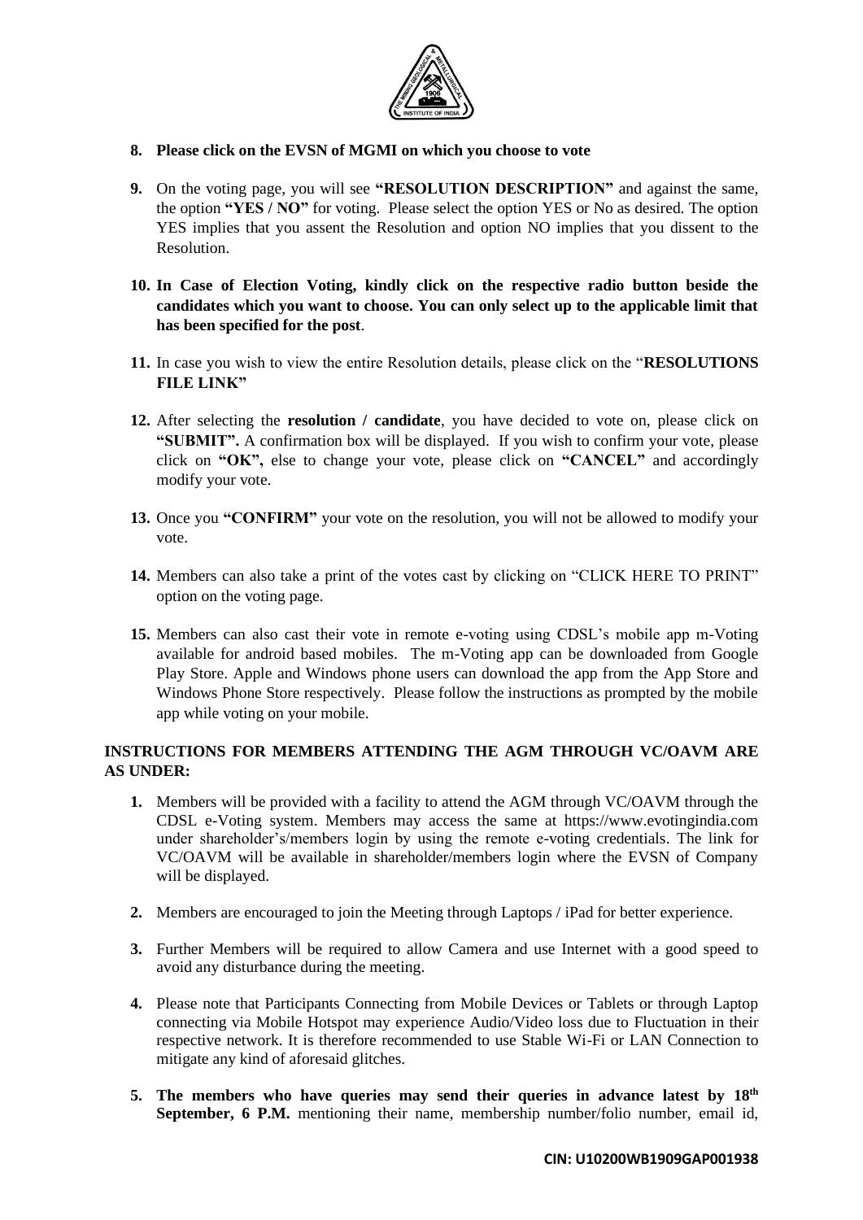8. **Please click on the EVSN of MGMI on which you choose to vote**

9. On the voting page, you will see **"RESOLUTION DESCRIPTION"** and against the same, the option **"YES / NO"** for voting. Please select the option YES or No as desired. The option YES implies that you assent the Resolution and option NO implies that you dissent to the Resolution.

10. **In Case of Election Voting, kindly click on the respective radio button beside the candidates which you want to choose. You can only select up to the applicable limit that has been specified for the post**.

11. In case you wish to view the entire Resolution details, please click on the "**RESOLUTIONS FILE LINK"**

12. After selecting the **resolution / candidate**, you have decided to vote on, please click on **"SUBMIT".** A confirmation box will be displayed. If you wish to confirm your vote, please click on **"OK",** else to change your vote, please click on **"CANCEL"** and accordingly modify your vote.

13. Once you **"CONFIRM"** your vote on the resolution, you will not be allowed to modify your vote.

14. Members can also take a print of the votes cast by clicking on "CLICK HERE TO PRINT" option on the voting page.

15. Members can also cast their vote in remote e-voting using CDSL's mobile app m-Voting available for android based mobiles. The m-Voting app can be downloaded from Google Play Store. Apple and Windows phone users can download the app from the App Store and Windows Phone Store respectively. Please follow the instructions as prompted by the mobile app while voting on your mobile.

**INSTRUCTIONS FOR MEMBERS ATTENDING THE AGM THROUGH VC/OAVM ARE AS UNDER:**

1. Members will be provided with a facility to attend the AGM through VC/OAVM through the CDSL e-Voting system. Members may access the same at https://www.evotingindia.com under shareholder's/members login by using the remote e-voting credentials. The link for VC/OAVM will be available in shareholder/members login where the EVSN of Company will be displayed.

2. Members are encouraged to join the Meeting through Laptops / iPad for better experience.

3. Further Members will be required to allow Camera and use Internet with a good speed to avoid any disturbance during the meeting.

4. Please note that Participants Connecting from Mobile Devices or Tablets or through Laptop connecting via Mobile Hotspot may experience Audio/Video loss due to Fluctuation in their respective network. It is therefore recommended to use Stable Wi-Fi or LAN Connection to mitigate any kind of aforesaid glitches.

5. **The members who have queries may send their queries in advance latest by 18th September, 6 P.M.** mentioning their name, membership number/folio number, email id,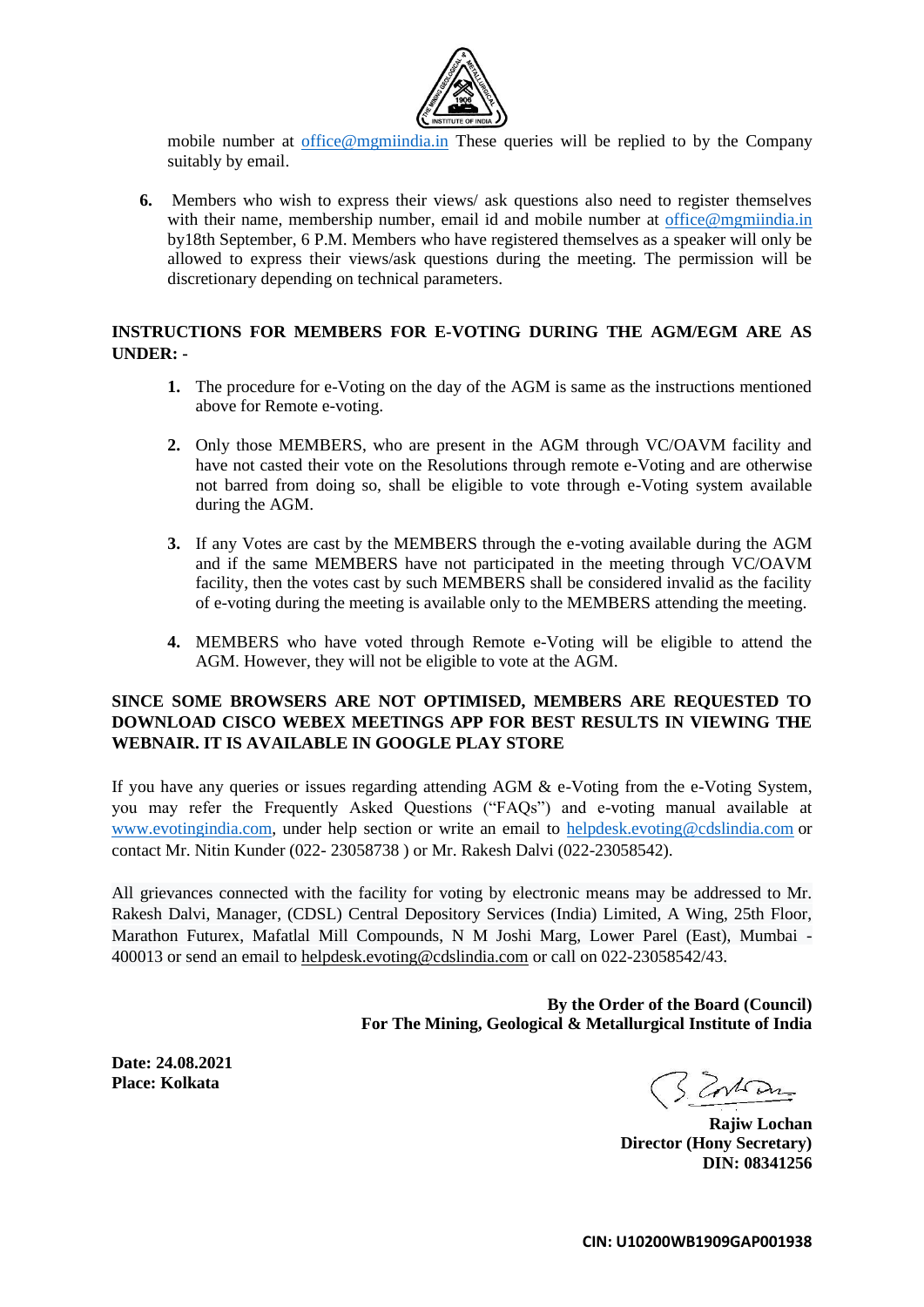mobile number at office@mgmiindia.in These queries will be replied to by the Company suitably by email.

6. Members who wish to express their views/ ask questions also need to register themselves with their name, membership number, email id and mobile number at office@mgmiindia.in by18th September, 6 P.M. Members who have registered themselves as a speaker will only be allowed to express their views/ask questions during the meeting. The permission will be discretionary depending on technical parameters.

**INSTRUCTIONS FOR MEMBERS FOR E-VOTING DURING THE AGM/EGM ARE AS UNDER: -**

1. The procedure for e-Voting on the day of the AGM is same as the instructions mentioned above for Remote e-voting.

2. Only those MEMBERS, who are present in the AGM through VC/OAVM facility and have not casted their vote on the Resolutions through remote e-Voting and are otherwise not barred from doing so, shall be eligible to vote through e-Voting system available during the AGM.

3. If any Votes are cast by the MEMBERS through the e-voting available during the AGM and if the same MEMBERS have not participated in the meeting through VC/OAVM facility, then the votes cast by such MEMBERS shall be considered invalid as the facility of e-voting during the meeting is available only to the MEMBERS attending the meeting.

4. MEMBERS who have voted through Remote e-Voting will be eligible to attend the AGM. However, they will not be eligible to vote at the AGM.

**SINCE SOME BROWSERS ARE NOT OPTIMISED, MEMBERS ARE REQUESTED TO DOWNLOAD CISCO WEBEX MEETINGS APP FOR BEST RESULTS IN VIEWING THE WEBNAIR. IT IS AVAILABLE IN GOOGLE PLAY STORE**

If you have any queries or issues regarding attending AGM & e-Voting from the e-Voting System, you may refer the Frequently Asked Questions ("FAQs") and e-voting manual available at www.evotingindia.com, under help section or write an email to helpdesk.evoting@cdslindia.com or contact Mr. Nitin Kunder (022- 23058738 ) or Mr. Rakesh Dalvi (022-23058542).

All grievances connected with the facility for voting by electronic means may be addressed to Mr. Rakesh Dalvi, Manager, (CDSL) Central Depository Services (India) Limited, A Wing, 25th Floor, Marathon Futurex, Mafatlal Mill Compounds, N M Joshi Marg, Lower Parel (East), Mumbai - 400013 or send an email to helpdesk.evoting@cdslindia.com or call on 022-23058542/43.

**By the Order of the Board (Council)**
**For The Mining, Geological & Metallurgical Institute of India**

**Date: 24.08.2021**
**Place: Kolkata**

**Rajiw Lochan**
**Director (Hony Secretary)**
**DIN: 08341256**

**CIN: U10200WB1909GAP001938**